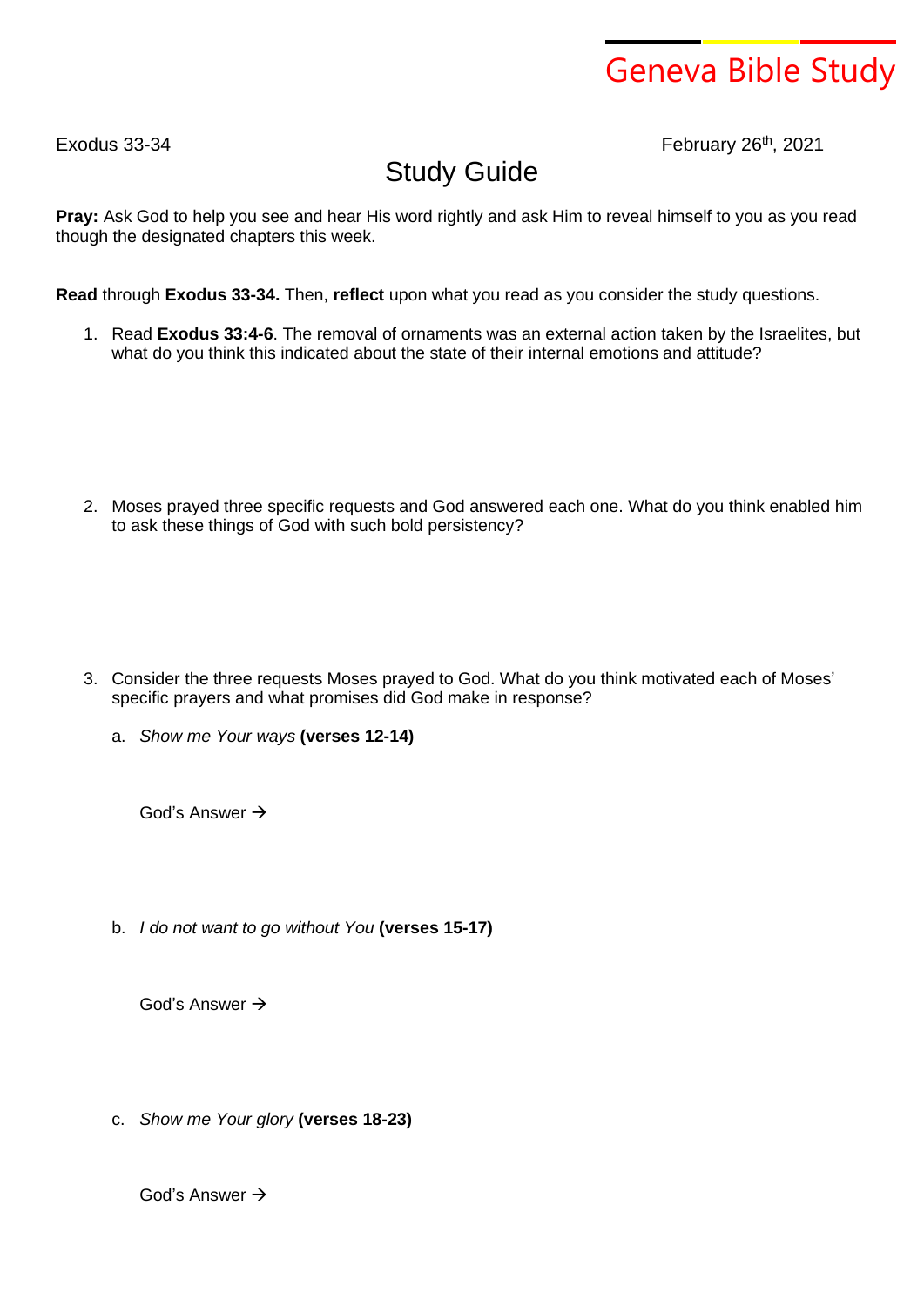# Geneva Bible Study

Exodus 33-34 February 26th, 2021

## Study Guide

**Pray:** Ask God to help you see and hear His word rightly and ask Him to reveal himself to you as you read though the designated chapters this week.

**Read** through **Exodus 33-34.** Then, **reflect** upon what you read as you consider the study questions.

1. Read **Exodus 33:4-6**. The removal of ornaments was an external action taken by the Israelites, but what do you think this indicated about the state of their internal emotions and attitude?

2. Moses prayed three specific requests and God answered each one. What do you think enabled him to ask these things of God with such bold persistency?

3. Consider the three requests Moses prayed to God. What do you think motivated each of Moses' specific prayers and what promises did God make in response?

   a. *Show me Your ways* **(verses 12-14)**

      God's Answer →

   b. *I do not want to go without You* **(verses 15-17)**

      God's Answer →

   c. *Show me Your glory* **(verses 18-23)**

      God's Answer →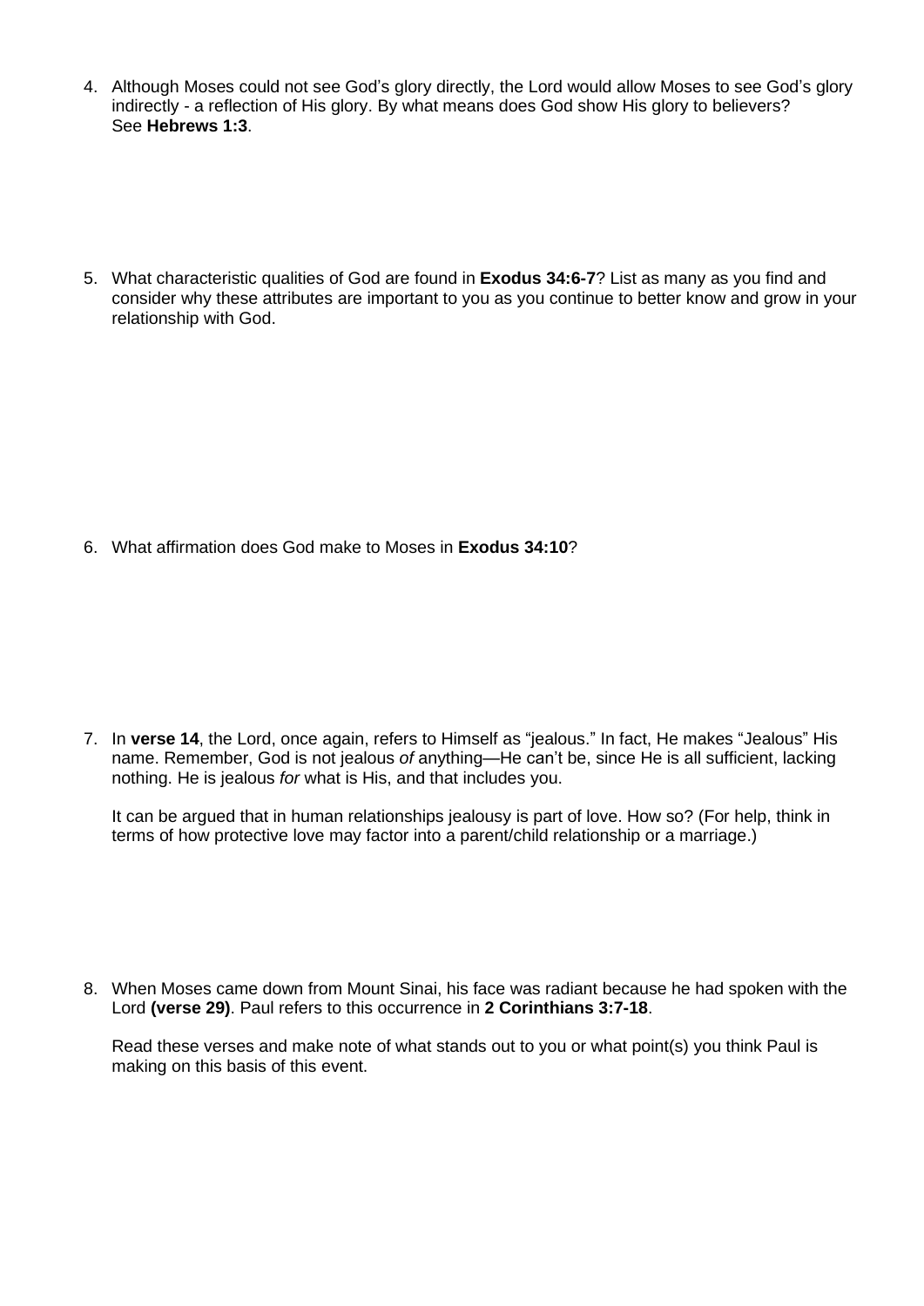4. Although Moses could not see God's glory directly, the Lord would allow Moses to see God's glory indirectly - a reflection of His glory. By what means does God show His glory to believers? See **Hebrews 1:3**.

5. What characteristic qualities of God are found in **Exodus 34:6-7**? List as many as you find and consider why these attributes are important to you as you continue to better know and grow in your relationship with God.

6. What affirmation does God make to Moses in **Exodus 34:10**?

7. In **verse 14**, the Lord, once again, refers to Himself as "jealous." In fact, He makes "Jealous" His name. Remember, God is not jealous *of* anything—He can't be, since He is all sufficient, lacking nothing. He is jealous *for* what is His, and that includes you.

   It can be argued that in human relationships jealousy is part of love. How so? (For help, think in terms of how protective love may factor into a parent/child relationship or a marriage.)

8. When Moses came down from Mount Sinai, his face was radiant because he had spoken with the Lord **(verse 29)**. Paul refers to this occurrence in **2 Corinthians 3:7-18**.

   Read these verses and make note of what stands out to you or what point(s) you think Paul is making on this basis of this event.